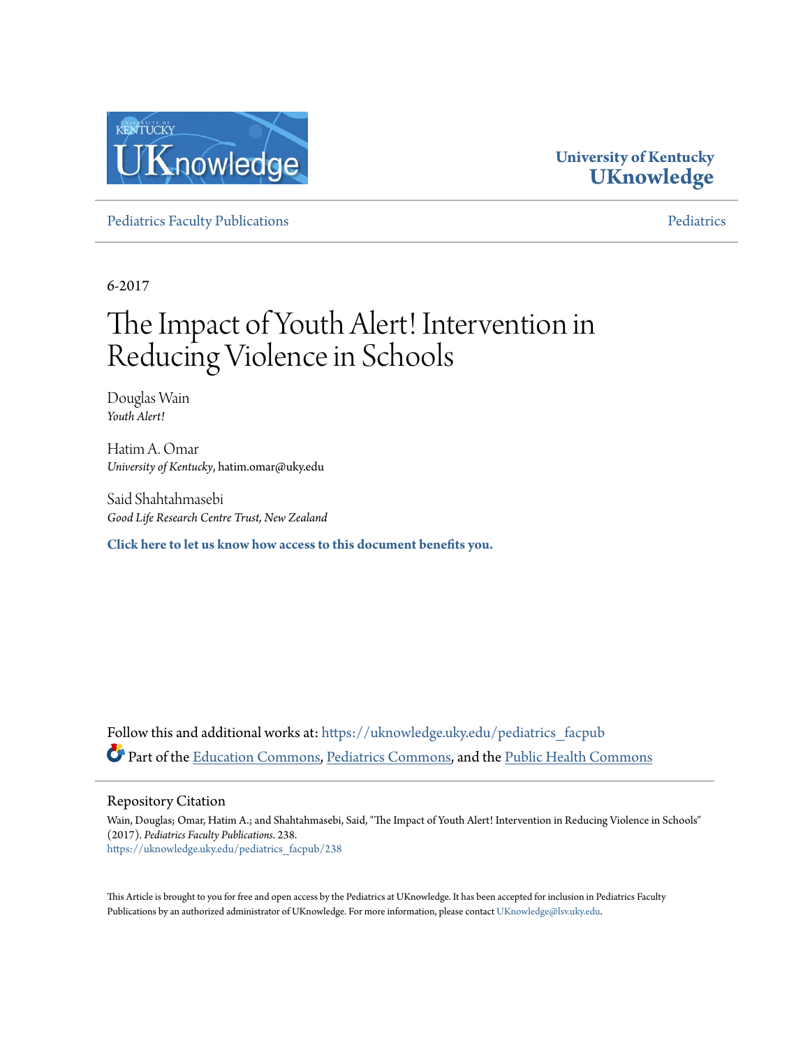University of Kentucky
**UKnowledge**

Pediatrics Faculty Publications | Pediatrics

6-2017

# The Impact of Youth Alert! Intervention in Reducing Violence in Schools

Douglas Wain
*Youth Alert!*

Hatim A. Omar
*University of Kentucky*, hatim.omar@uky.edu

Said Shahtahmasebi
*Good Life Research Centre Trust, New Zealand*

**Click here to let us know how access to this document benefits you.**

Follow this and additional works at: https://uknowledge.uky.edu/pediatrics_facpub

Part of the Education Commons, Pediatrics Commons, and the Public Health Commons

## Repository Citation

Wain, Douglas; Omar, Hatim A.; and Shahtahmasebi, Said, "The Impact of Youth Alert! Intervention in Reducing Violence in Schools" (2017). *Pediatrics Faculty Publications*. 238.
https://uknowledge.uky.edu/pediatrics_facpub/238

This Article is brought to you for free and open access by the Pediatrics at UKnowledge. It has been accepted for inclusion in Pediatrics Faculty Publications by an authorized administrator of UKnowledge. For more information, please contact UKnowledge@lsv.uky.edu.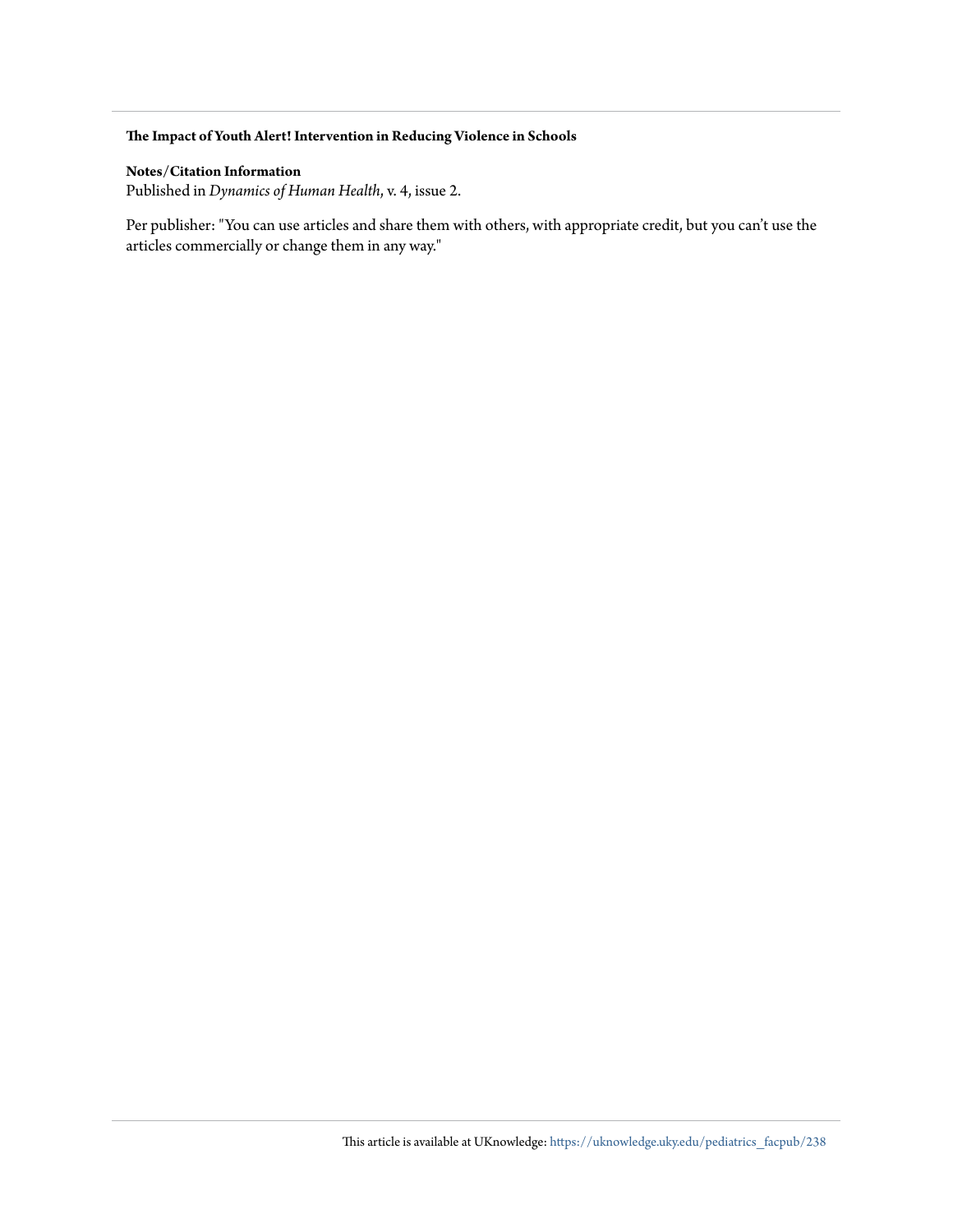**The Impact of Youth Alert! Intervention in Reducing Violence in Schools**

**Notes/Citation Information**
Published in *Dynamics of Human Health*, v. 4, issue 2.

Per publisher: "You can use articles and share them with others, with appropriate credit, but you can't use the articles commercially or change them in any way."

This article is available at UKnowledge: https://uknowledge.uky.edu/pediatrics_facpub/238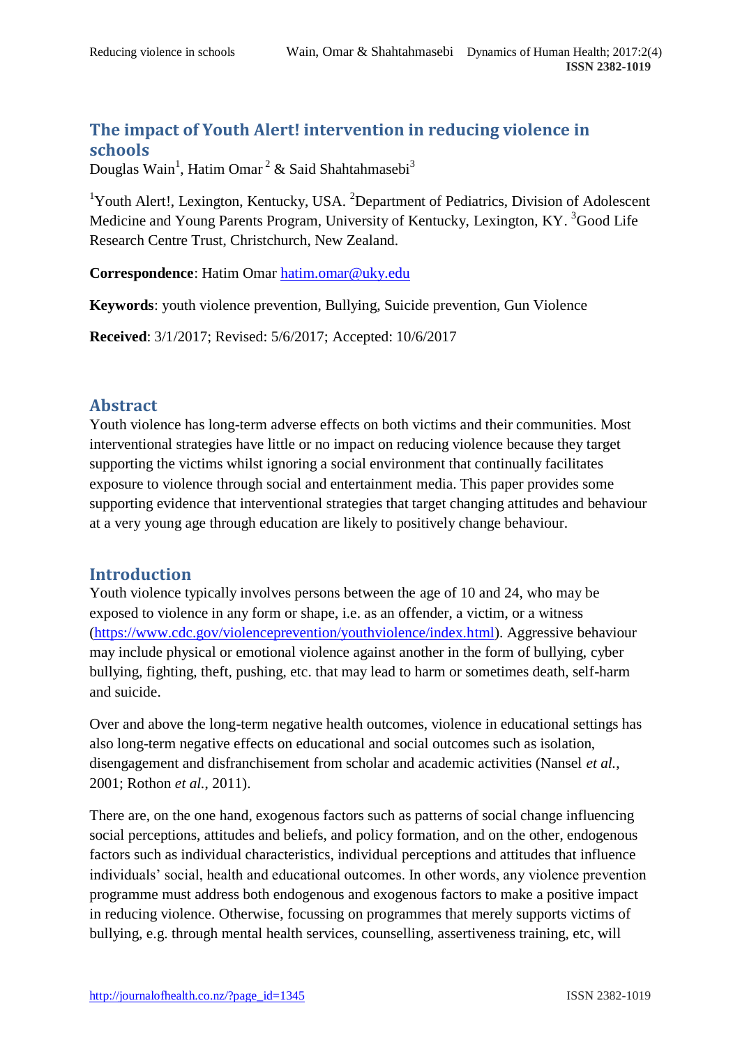# The impact of Youth Alert! intervention in reducing violence in schools

Douglas Wain[1], Hatim Omar[2] & Said Shahtahmasebi[3]

[1]Youth Alert!, Lexington, Kentucky, USA. [2]Department of Pediatrics, Division of Adolescent Medicine and Young Parents Program, University of Kentucky, Lexington, KY. [3]Good Life Research Centre Trust, Christchurch, New Zealand.

**Correspondence**: Hatim Omar hatim.omar@uky.edu

**Keywords**: youth violence prevention, Bullying, Suicide prevention, Gun Violence

**Received**: 3/1/2017; Revised: 5/6/2017; Accepted: 10/6/2017

## Abstract

Youth violence has long-term adverse effects on both victims and their communities. Most interventional strategies have little or no impact on reducing violence because they target supporting the victims whilst ignoring a social environment that continually facilitates exposure to violence through social and entertainment media. This paper provides some supporting evidence that interventional strategies that target changing attitudes and behaviour at a very young age through education are likely to positively change behaviour.

## Introduction

Youth violence typically involves persons between the age of 10 and 24, who may be exposed to violence in any form or shape, i.e. as an offender, a victim, or a witness (https://www.cdc.gov/violenceprevention/youthviolence/index.html). Aggressive behaviour may include physical or emotional violence against another in the form of bullying, cyber bullying, fighting, theft, pushing, etc. that may lead to harm or sometimes death, self-harm and suicide.

Over and above the long-term negative health outcomes, violence in educational settings has also long-term negative effects on educational and social outcomes such as isolation, disengagement and disfranchisement from scholar and academic activities (Nansel *et al.*, 2001; Rothon *et al.*, 2011).

There are, on the one hand, exogenous factors such as patterns of social change influencing social perceptions, attitudes and beliefs, and policy formation, and on the other, endogenous factors such as individual characteristics, individual perceptions and attitudes that influence individuals' social, health and educational outcomes. In other words, any violence prevention programme must address both endogenous and exogenous factors to make a positive impact in reducing violence. Otherwise, focussing on programmes that merely supports victims of bullying, e.g. through mental health services, counselling, assertiveness training, etc, will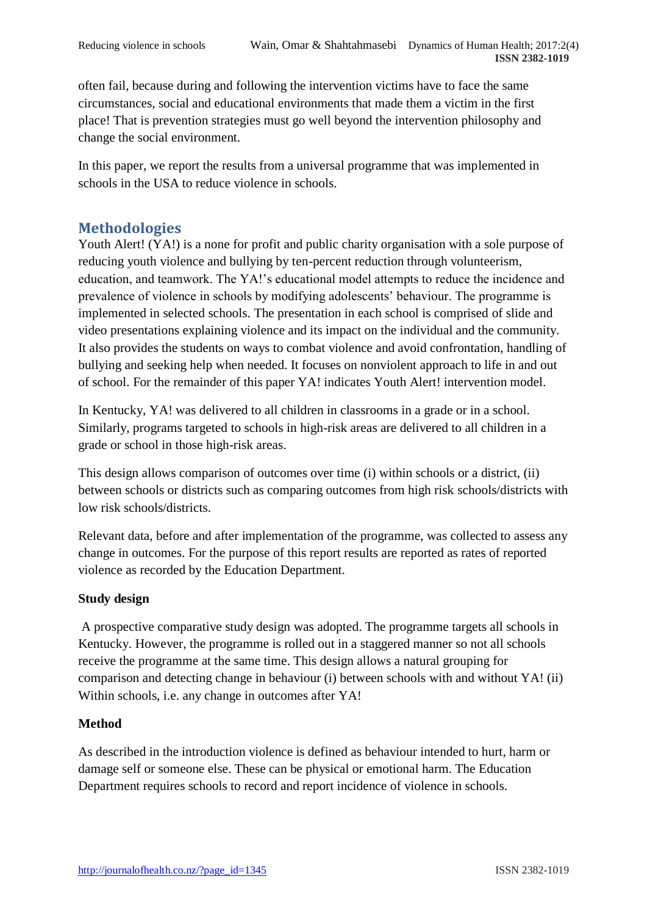often fail, because during and following the intervention victims have to face the same circumstances, social and educational environments that made them a victim in the first place! That is prevention strategies must go well beyond the intervention philosophy and change the social environment.

In this paper, we report the results from a universal programme that was implemented in schools in the USA to reduce violence in schools.

## Methodologies

Youth Alert! (YA!) is a none for profit and public charity organisation with a sole purpose of reducing youth violence and bullying by ten-percent reduction through volunteerism, education, and teamwork. The YA!'s educational model attempts to reduce the incidence and prevalence of violence in schools by modifying adolescents' behaviour. The programme is implemented in selected schools. The presentation in each school is comprised of slide and video presentations explaining violence and its impact on the individual and the community. It also provides the students on ways to combat violence and avoid confrontation, handling of bullying and seeking help when needed. It focuses on nonviolent approach to life in and out of school. For the remainder of this paper YA! indicates Youth Alert! intervention model.

In Kentucky, YA! was delivered to all children in classrooms in a grade or in a school. Similarly, programs targeted to schools in high-risk areas are delivered to all children in a grade or school in those high-risk areas.

This design allows comparison of outcomes over time (i) within schools or a district, (ii) between schools or districts such as comparing outcomes from high risk schools/districts with low risk schools/districts.

Relevant data, before and after implementation of the programme, was collected to assess any change in outcomes. For the purpose of this report results are reported as rates of reported violence as recorded by the Education Department.

**Study design**

A prospective comparative study design was adopted. The programme targets all schools in Kentucky. However, the programme is rolled out in a staggered manner so not all schools receive the programme at the same time. This design allows a natural grouping for comparison and detecting change in behaviour (i) between schools with and without YA! (ii) Within schools, i.e. any change in outcomes after YA!

**Method**

As described in the introduction violence is defined as behaviour intended to hurt, harm or damage self or someone else. These can be physical or emotional harm. The Education Department requires schools to record and report incidence of violence in schools.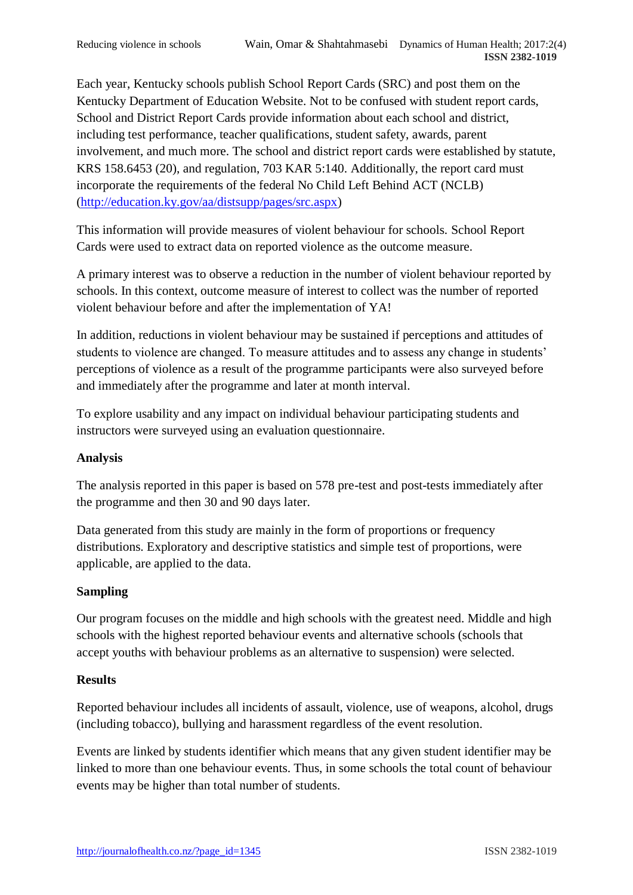Each year, Kentucky schools publish School Report Cards (SRC) and post them on the Kentucky Department of Education Website. Not to be confused with student report cards, School and District Report Cards provide information about each school and district, including test performance, teacher qualifications, student safety, awards, parent involvement, and much more. The school and district report cards were established by statute, KRS 158.6453 (20), and regulation, 703 KAR 5:140. Additionally, the report card must incorporate the requirements of the federal No Child Left Behind ACT (NCLB) (http://education.ky.gov/aa/distsupp/pages/src.aspx)

This information will provide measures of violent behaviour for schools. School Report Cards were used to extract data on reported violence as the outcome measure.

A primary interest was to observe a reduction in the number of violent behaviour reported by schools. In this context, outcome measure of interest to collect was the number of reported violent behaviour before and after the implementation of YA!

In addition, reductions in violent behaviour may be sustained if perceptions and attitudes of students to violence are changed. To measure attitudes and to assess any change in students' perceptions of violence as a result of the programme participants were also surveyed before and immediately after the programme and later at month interval.

To explore usability and any impact on individual behaviour participating students and instructors were surveyed using an evaluation questionnaire.

## Analysis

The analysis reported in this paper is based on 578 pre-test and post-tests immediately after the programme and then 30 and 90 days later.

Data generated from this study are mainly in the form of proportions or frequency distributions. Exploratory and descriptive statistics and simple test of proportions, were applicable, are applied to the data.

## Sampling

Our program focuses on the middle and high schools with the greatest need. Middle and high schools with the highest reported behaviour events and alternative schools (schools that accept youths with behaviour problems as an alternative to suspension) were selected.

## Results

Reported behaviour includes all incidents of assault, violence, use of weapons, alcohol, drugs (including tobacco), bullying and harassment regardless of the event resolution.

Events are linked by students identifier which means that any given student identifier may be linked to more than one behaviour events. Thus, in some schools the total count of behaviour events may be higher than total number of students.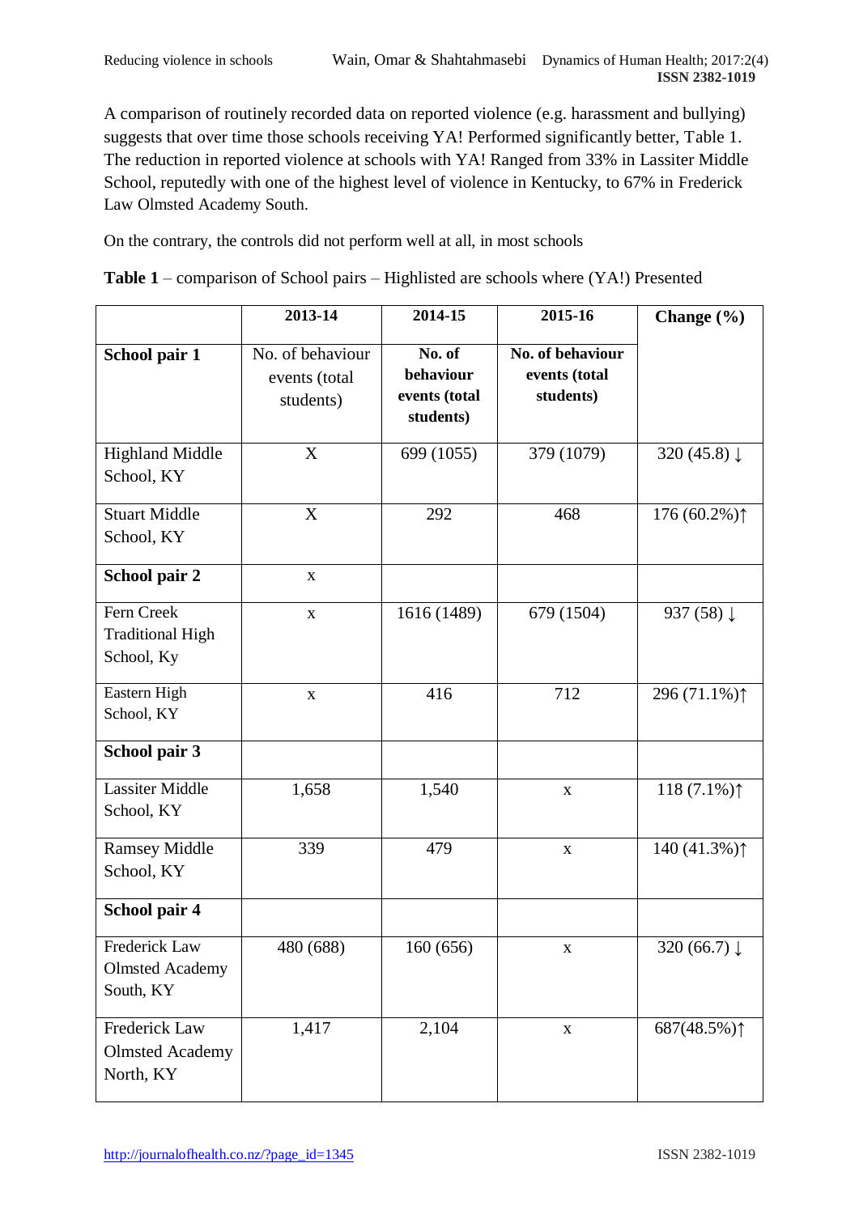A comparison of routinely recorded data on reported violence (e.g. harassment and bullying) suggests that over time those schools receiving YA! Performed significantly better, Table 1. The reduction in reported violence at schools with YA! Ranged from 33% in Lassiter Middle School, reputedly with one of the highest level of violence in Kentucky, to 67% in Frederick Law Olmsted Academy South.

On the contrary, the controls did not perform well at all, in most schools

**Table 1** – comparison of School pairs – Highlisted are schools where (YA!) Presented

| | **2013-14** | **2014-15** | **2015-16** | **Change (%)** |
|---|---|---|---|---|
| **School pair 1** | No. of behaviour events (total students) | **No. of behaviour events (total students)** | **No. of behaviour events (total students)** | |
| Highland Middle School, KY | X | 699 (1055) | 379 (1079) | 320 (45.8) ↓ |
| Stuart Middle School, KY | X | 292 | 468 | 176 (60.2%)↑ |
| **School pair 2** | x | | | |
| Fern Creek Traditional High School, Ky | x | 1616 (1489) | 679 (1504) | 937 (58) ↓ |
| Eastern High School, KY | x | 416 | 712 | 296 (71.1%)↑ |
| **School pair 3** | | | | |
| Lassiter Middle School, KY | 1,658 | 1,540 | x | 118 (7.1%)↑ |
| Ramsey Middle School, KY | 339 | 479 | x | 140 (41.3%)↑ |
| **School pair 4** | | | | |
| Frederick Law Olmsted Academy South, KY | 480 (688) | 160 (656) | x | 320 (66.7) ↓ |
| Frederick Law Olmsted Academy North, KY | 1,417 | 2,104 | x | 687(48.5%)↑ |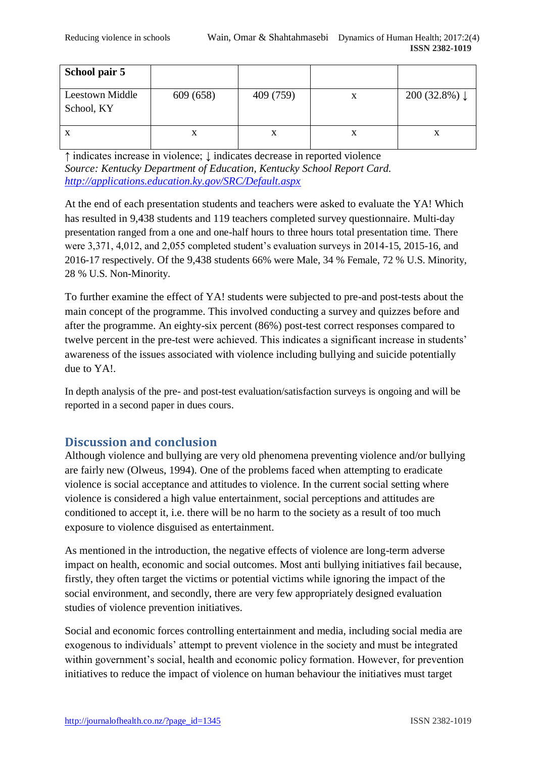| School pair 5 | | | | |
|---|---|---|---|---|
| Leestown Middle School, KY | 609 (658) | 409 (759) | x | 200 (32.8%) ↓ |
| x | x | x | x | x |

↑ indicates increase in violence; ↓ indicates decrease in reported violence
*Source: Kentucky Department of Education, Kentucky School Report Card.* *http://applications.education.ky.gov/SRC/Default.aspx*

At the end of each presentation students and teachers were asked to evaluate the YA! Which has resulted in 9,438 students and 119 teachers completed survey questionnaire. Multi-day presentation ranged from a one and one-half hours to three hours total presentation time. There were 3,371, 4,012, and 2,055 completed student's evaluation surveys in 2014-15, 2015-16, and 2016-17 respectively. Of the 9,438 students 66% were Male, 34 % Female, 72 % U.S. Minority, 28 % U.S. Non-Minority.

To further examine the effect of YA! students were subjected to pre-and post-tests about the main concept of the programme. This involved conducting a survey and quizzes before and after the programme. An eighty-six percent (86%) post-test correct responses compared to twelve percent in the pre-test were achieved. This indicates a significant increase in students' awareness of the issues associated with violence including bullying and suicide potentially due to YA!.

In depth analysis of the pre- and post-test evaluation/satisfaction surveys is ongoing and will be reported in a second paper in dues cours.

## Discussion and conclusion

Although violence and bullying are very old phenomena preventing violence and/or bullying are fairly new (Olweus, 1994). One of the problems faced when attempting to eradicate violence is social acceptance and attitudes to violence. In the current social setting where violence is considered a high value entertainment, social perceptions and attitudes are conditioned to accept it, i.e. there will be no harm to the society as a result of too much exposure to violence disguised as entertainment.

As mentioned in the introduction, the negative effects of violence are long-term adverse impact on health, economic and social outcomes. Most anti bullying initiatives fail because, firstly, they often target the victims or potential victims while ignoring the impact of the social environment, and secondly, there are very few appropriately designed evaluation studies of violence prevention initiatives.

Social and economic forces controlling entertainment and media, including social media are exogenous to individuals' attempt to prevent violence in the society and must be integrated within government's social, health and economic policy formation. However, for prevention initiatives to reduce the impact of violence on human behaviour the initiatives must target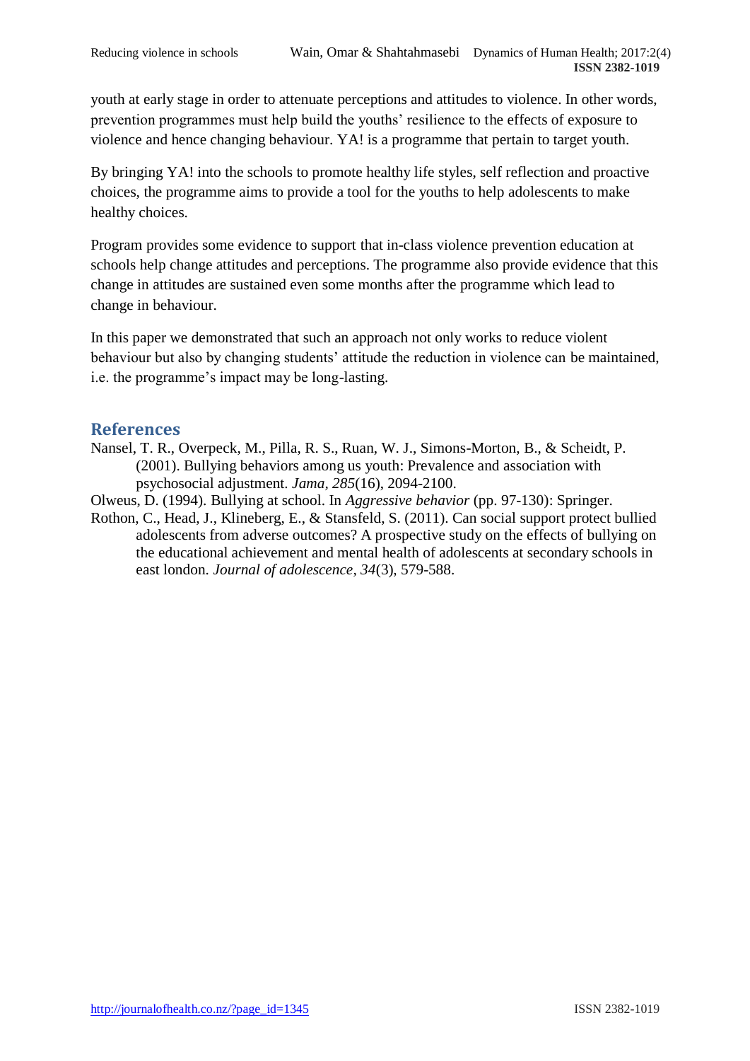youth at early stage in order to attenuate perceptions and attitudes to violence. In other words, prevention programmes must help build the youths' resilience to the effects of exposure to violence and hence changing behaviour. YA! is a programme that pertain to target youth.

By bringing YA! into the schools to promote healthy life styles, self reflection and proactive choices, the programme aims to provide a tool for the youths to help adolescents to make healthy choices.

Program provides some evidence to support that in-class violence prevention education at schools help change attitudes and perceptions. The programme also provide evidence that this change in attitudes are sustained even some months after the programme which lead to change in behaviour.

In this paper we demonstrated that such an approach not only works to reduce violent behaviour but also by changing students' attitude the reduction in violence can be maintained, i.e. the programme's impact may be long-lasting.

## References

Nansel, T. R., Overpeck, M., Pilla, R. S., Ruan, W. J., Simons-Morton, B., & Scheidt, P. (2001). Bullying behaviors among us youth: Prevalence and association with psychosocial adjustment. *Jama, 285*(16), 2094-2100.

Olweus, D. (1994). Bullying at school. In *Aggressive behavior* (pp. 97-130): Springer.

Rothon, C., Head, J., Klineberg, E., & Stansfeld, S. (2011). Can social support protect bullied adolescents from adverse outcomes? A prospective study on the effects of bullying on the educational achievement and mental health of adolescents at secondary schools in east london. *Journal of adolescence, 34*(3), 579-588.